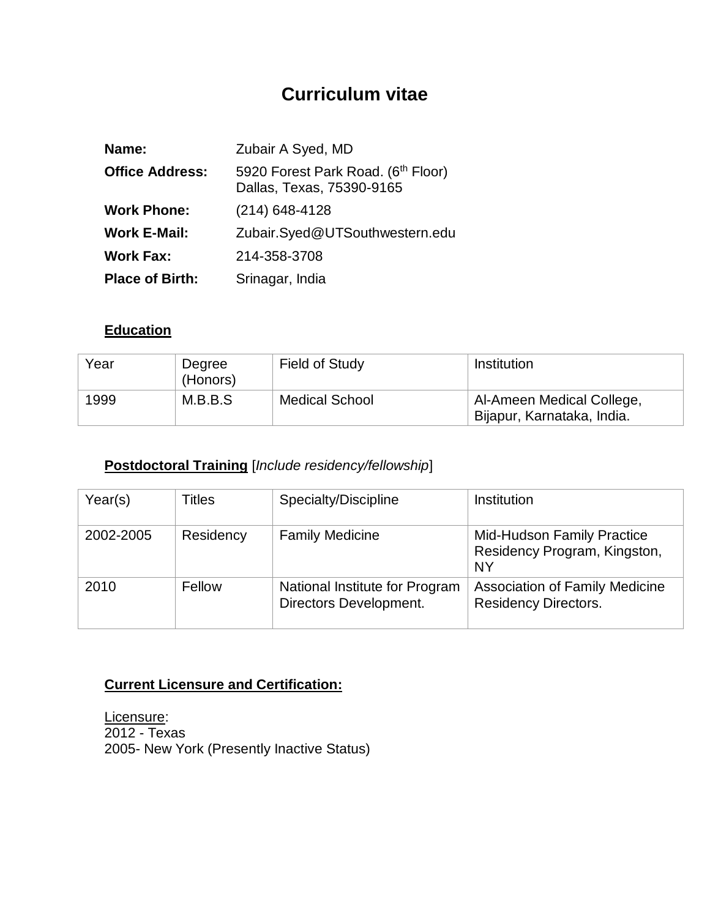# Curriculum vitae

**Name:** Zubair A Syed, MD

**Office Address:** 5920 Forest Park Road. (6th Floor)
Dallas, Texas, 75390-9165

**Work Phone:** (214) 648-4128

**Work E-Mail:** Zubair.Syed@UTSouthwestern.edu

**Work Fax:** 214-358-3708

**Place of Birth:** Srinagar, India

## Education

| Year | Degree (Honors) | Field of Study | Institution |
|---|---|---|---|
| 1999 | M.B.B.S | Medical School | Al-Ameen Medical College, Bijapur, Karnataka, India. |

## Postdoctoral Training [*Include residency/fellowship*]

| Year(s) | Titles | Specialty/Discipline | Institution |
|---|---|---|---|
| 2002-2005 | Residency | Family Medicine | Mid-Hudson Family Practice Residency Program, Kingston, NY |
| 2010 | Fellow | National Institute for Program Directors Development. | Association of Family Medicine Residency Directors. |

## Current Licensure and Certification:

Licensure:
2012 - Texas
2005- New York (Presently Inactive Status)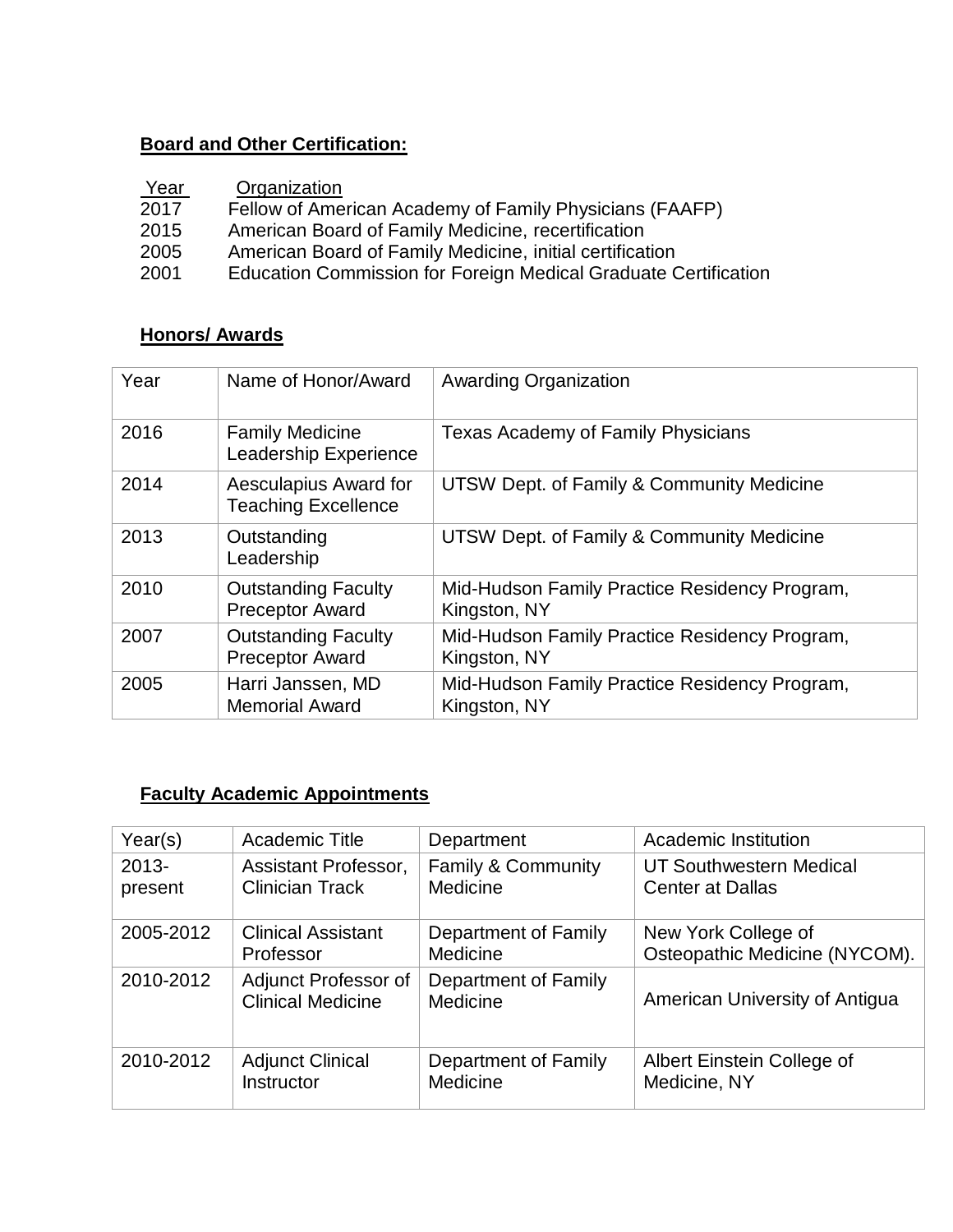**Board and Other Certification:**

| Year | Organization |
|---|---|
| 2017 | Fellow of American Academy of Family Physicians (FAAFP) |
| 2015 | American Board of Family Medicine, recertification |
| 2005 | American Board of Family Medicine, initial certification |
| 2001 | Education Commission for Foreign Medical Graduate Certification |

**Honors/ Awards**

| Year | Name of Honor/Award | Awarding Organization |
|---|---|---|
| 2016 | Family Medicine Leadership Experience | Texas Academy of Family Physicians |
| 2014 | Aesculapius Award for Teaching Excellence | UTSW Dept. of Family & Community Medicine |
| 2013 | Outstanding Leadership | UTSW Dept. of Family & Community Medicine |
| 2010 | Outstanding Faculty Preceptor Award | Mid-Hudson Family Practice Residency Program, Kingston, NY |
| 2007 | Outstanding Faculty Preceptor Award | Mid-Hudson Family Practice Residency Program, Kingston, NY |
| 2005 | Harri Janssen, MD Memorial Award | Mid-Hudson Family Practice Residency Program, Kingston, NY |

**Faculty Academic Appointments**

| Year(s) | Academic Title | Department | Academic Institution |
|---|---|---|---|
| 2013-present | Assistant Professor, Clinician Track | Family & Community Medicine | UT Southwestern Medical Center at Dallas |
| 2005-2012 | Clinical Assistant Professor | Department of Family Medicine | New York College of Osteopathic Medicine (NYCOM). |
| 2010-2012 | Adjunct Professor of Clinical Medicine | Department of Family Medicine | American University of Antigua |
| 2010-2012 | Adjunct Clinical Instructor | Department of Family Medicine | Albert Einstein College of Medicine, NY |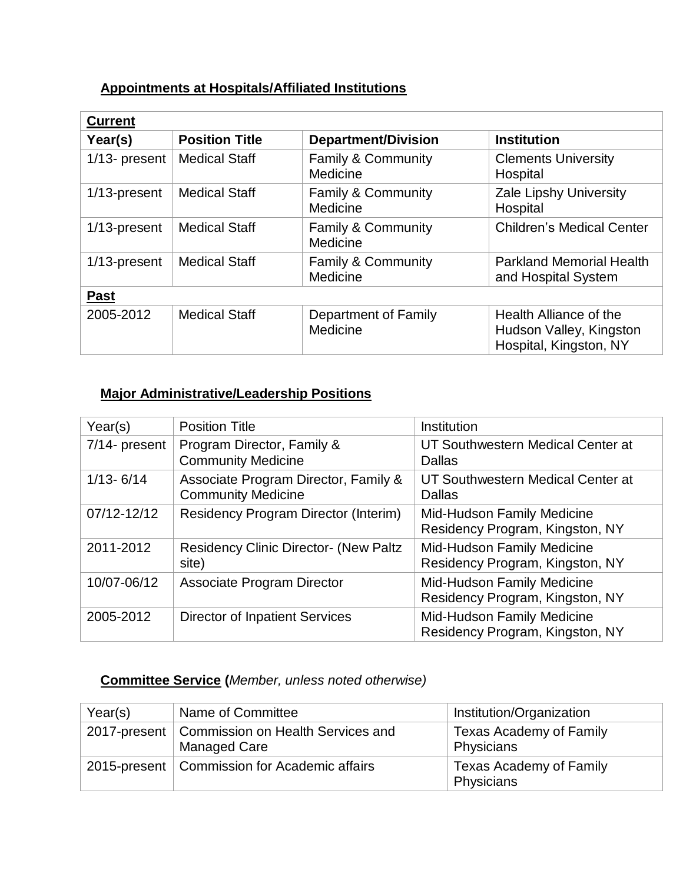## Appointments at Hospitals/Affiliated Institutions

| **Current** | | | |
|---|---|---|---|
| **Year(s)** | **Position Title** | **Department/Division** | **Institution** |
| 1/13- present | Medical Staff | Family & Community Medicine | Clements University Hospital |
| 1/13-present | Medical Staff | Family & Community Medicine | Zale Lipshy University Hospital |
| 1/13-present | Medical Staff | Family & Community Medicine | Children's Medical Center |
| 1/13-present | Medical Staff | Family & Community Medicine | Parkland Memorial Health and Hospital System |
| **Past** | | | |
| 2005-2012 | Medical Staff | Department of Family Medicine | Health Alliance of the Hudson Valley, Kingston Hospital, Kingston, NY |

## Major Administrative/Leadership Positions

| Year(s) | Position Title | Institution |
|---|---|---|
| 7/14- present | Program Director, Family & Community Medicine | UT Southwestern Medical Center at Dallas |
| 1/13- 6/14 | Associate Program Director, Family & Community Medicine | UT Southwestern Medical Center at Dallas |
| 07/12-12/12 | Residency Program Director (Interim) | Mid-Hudson Family Medicine Residency Program, Kingston, NY |
| 2011-2012 | Residency Clinic Director- (New Paltz site) | Mid-Hudson Family Medicine Residency Program, Kingston, NY |
| 10/07-06/12 | Associate Program Director | Mid-Hudson Family Medicine Residency Program, Kingston, NY |
| 2005-2012 | Director of Inpatient Services | Mid-Hudson Family Medicine Residency Program, Kingston, NY |

## Committee Service (*Member, unless noted otherwise*)

| Year(s) | Name of Committee | Institution/Organization |
|---|---|---|
| 2017-present | Commission on Health Services and Managed Care | Texas Academy of Family Physicians |
| 2015-present | Commission for Academic affairs | Texas Academy of Family Physicians |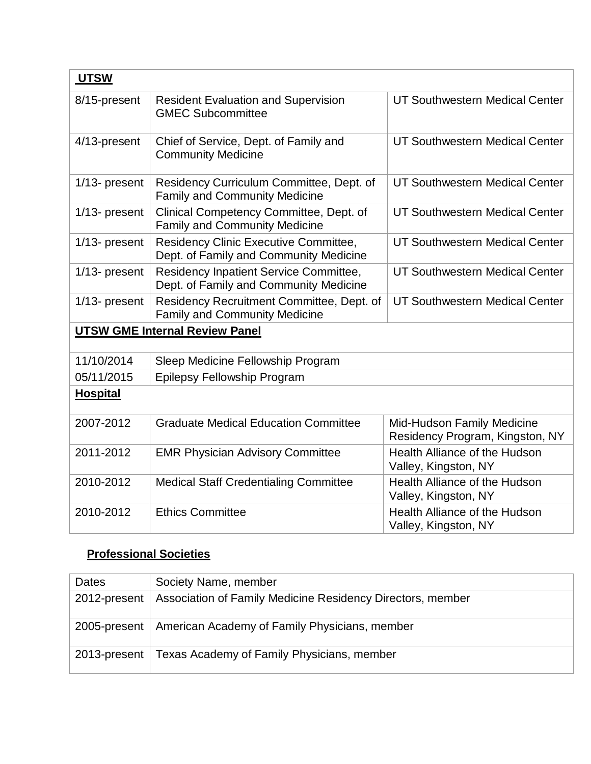| **UTSW** | | |
|---|---|---|
| 8/15-present | Resident Evaluation and Supervision GMEC Subcommittee | UT Southwestern Medical Center |
| 4/13-present | Chief of Service, Dept. of Family and Community Medicine | UT Southwestern Medical Center |
| 1/13- present | Residency Curriculum Committee, Dept. of Family and Community Medicine | UT Southwestern Medical Center |
| 1/13- present | Clinical Competency Committee, Dept. of Family and Community Medicine | UT Southwestern Medical Center |
| 1/13- present | Residency Clinic Executive Committee, Dept. of Family and Community Medicine | UT Southwestern Medical Center |
| 1/13- present | Residency Inpatient Service Committee, Dept. of Family and Community Medicine | UT Southwestern Medical Center |
| 1/13- present | Residency Recruitment Committee, Dept. of Family and Community Medicine | UT Southwestern Medical Center |
| **UTSW GME Internal Review Panel** | | |
| 11/10/2014 | Sleep Medicine Fellowship Program | |
| 05/11/2015 | Epilepsy Fellowship Program | |
| **Hospital** | | |
| 2007-2012 | Graduate Medical Education Committee | Mid-Hudson Family Medicine Residency Program, Kingston, NY |
| 2011-2012 | EMR Physician Advisory Committee | Health Alliance of the Hudson Valley, Kingston, NY |
| 2010-2012 | Medical Staff Credentialing Committee | Health Alliance of the Hudson Valley, Kingston, NY |
| 2010-2012 | Ethics Committee | Health Alliance of the Hudson Valley, Kingston, NY |

## Professional Societies

| Dates | Society Name, member |
|---|---|
| 2012-present | Association of Family Medicine Residency Directors, member |
| 2005-present | American Academy of Family Physicians, member |
| 2013-present | Texas Academy of Family Physicians, member |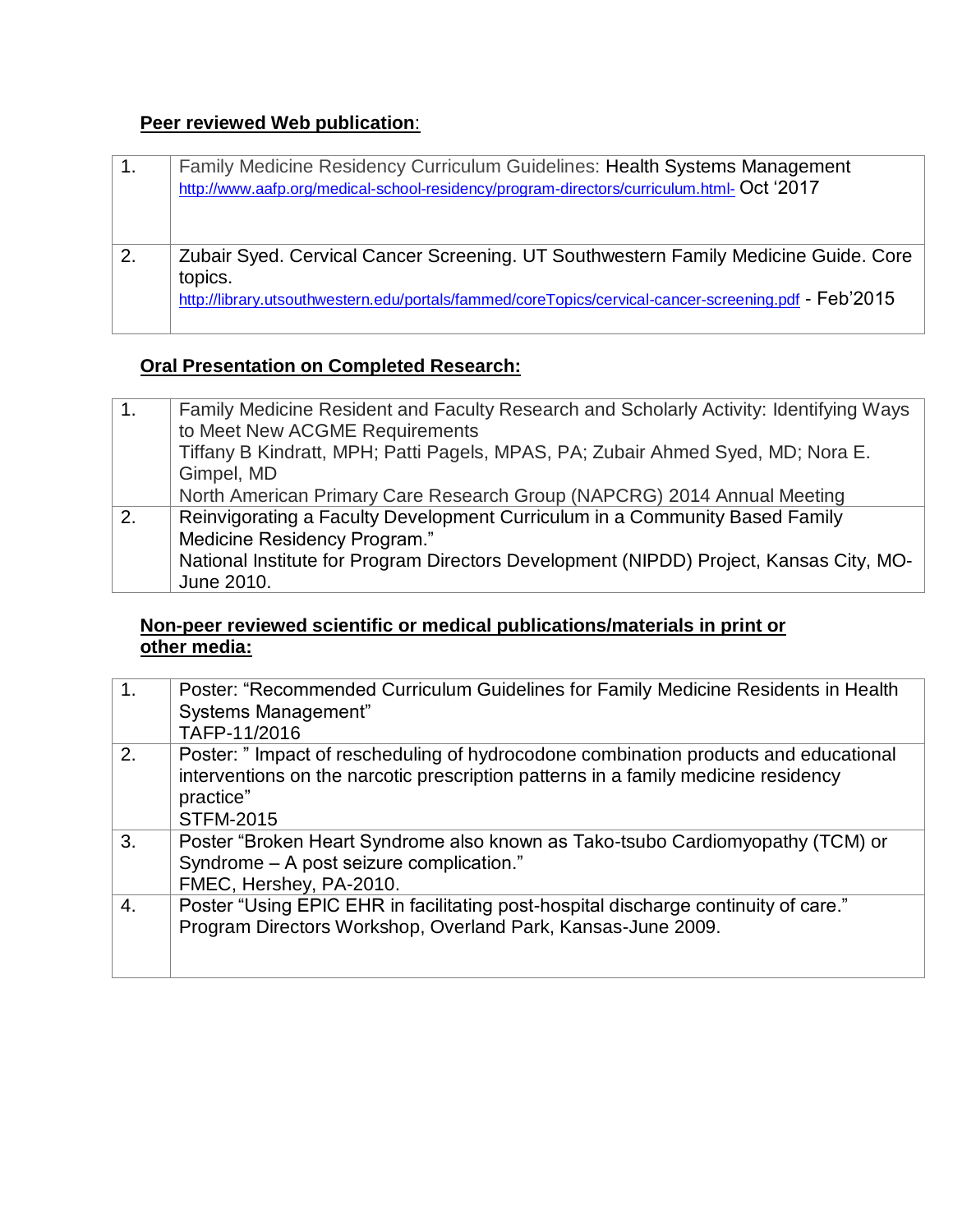**Peer reviewed Web publication**:

| | |
|---|---|
| 1. | Family Medicine Residency Curriculum Guidelines: Health Systems Management http://www.aafp.org/medical-school-residency/program-directors/curriculum.html- Oct '2017 |
| 2. | Zubair Syed. Cervical Cancer Screening. UT Southwestern Family Medicine Guide. Core topics. http://library.utsouthwestern.edu/portals/fammed/coreTopics/cervical-cancer-screening.pdf - Feb'2015 |

**Oral Presentation on Completed Research:**

| | |
|---|---|
| 1. | Family Medicine Resident and Faculty Research and Scholarly Activity: Identifying Ways to Meet New ACGME Requirements<br>Tiffany B Kindratt, MPH; Patti Pagels, MPAS, PA; Zubair Ahmed Syed, MD; Nora E. Gimpel, MD<br>North American Primary Care Research Group (NAPCRG) 2014 Annual Meeting |
| 2. | Reinvigorating a Faculty Development Curriculum in a Community Based Family Medicine Residency Program."<br>National Institute for Program Directors Development (NIPDD) Project, Kansas City, MO-June 2010. |

**Non-peer reviewed scientific or medical publications/materials in print or other media:**

| | |
|---|---|
| 1. | Poster: "Recommended Curriculum Guidelines for Family Medicine Residents in Health Systems Management"<br>TAFP-11/2016 |
| 2. | Poster: " Impact of rescheduling of hydrocodone combination products and educational interventions on the narcotic prescription patterns in a family medicine residency practice"<br>STFM-2015 |
| 3. | Poster "Broken Heart Syndrome also known as Tako-tsubo Cardiomyopathy (TCM) or Syndrome – A post seizure complication."<br>FMEC, Hershey, PA-2010. |
| 4. | Poster "Using EPIC EHR in facilitating post-hospital discharge continuity of care."<br>Program Directors Workshop, Overland Park, Kansas-June 2009. |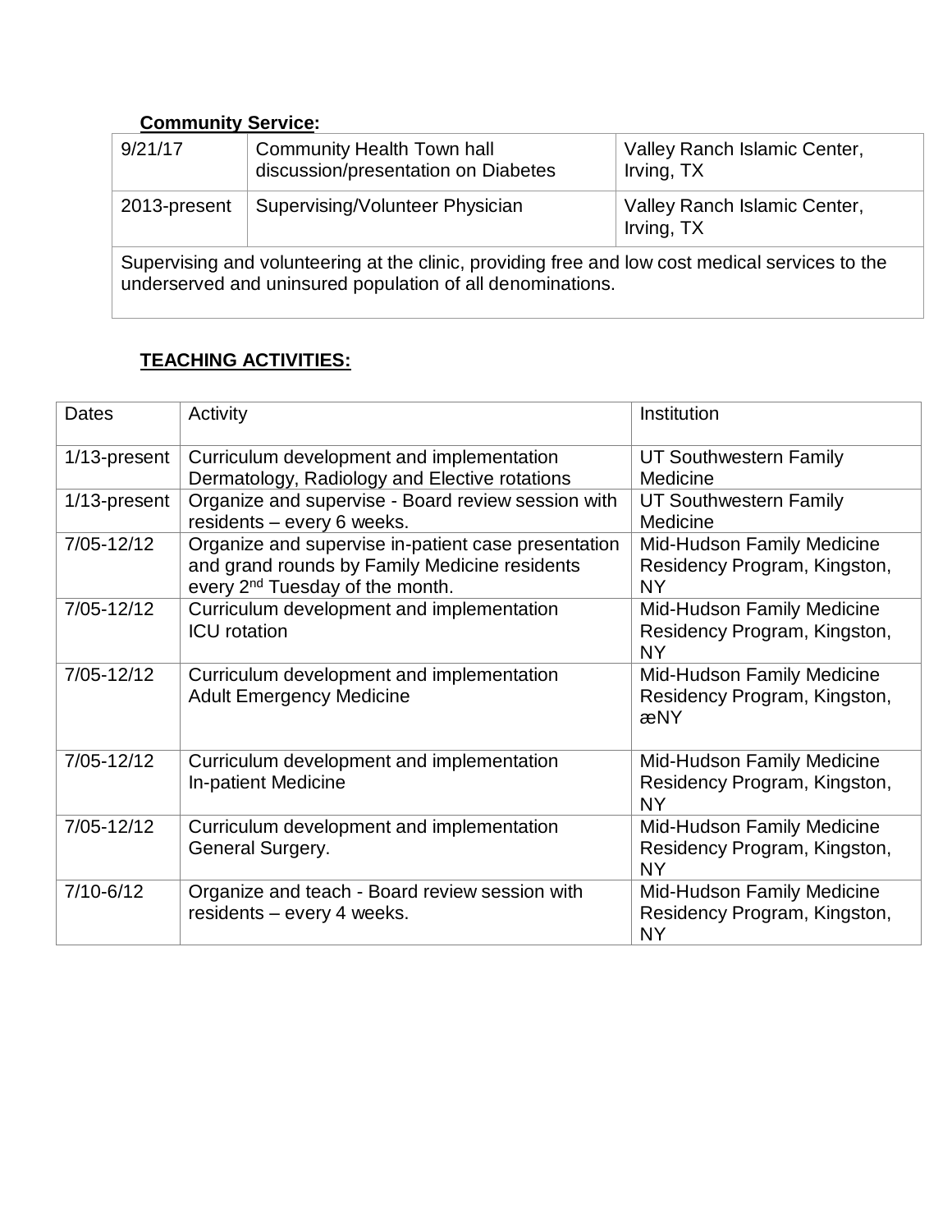**Community Service:**

| | | |
|---|---|---|
| 9/21/17 | Community Health Town hall discussion/presentation on Diabetes | Valley Ranch Islamic Center, Irving, TX |
| 2013-present | Supervising/Volunteer Physician | Valley Ranch Islamic Center, Irving, TX |
| Supervising and volunteering at the clinic, providing free and low cost medical services to the underserved and uninsured population of all denominations. | | |

**TEACHING ACTIVITIES:**

| Dates | Activity | Institution |
|---|---|---|
| 1/13-present | Curriculum development and implementation Dermatology, Radiology and Elective rotations | UT Southwestern Family Medicine |
| 1/13-present | Organize and supervise - Board review session with residents – every 6 weeks. | UT Southwestern Family Medicine |
| 7/05-12/12 | Organize and supervise in-patient case presentation and grand rounds by Family Medicine residents every 2nd Tuesday of the month. | Mid-Hudson Family Medicine Residency Program, Kingston, NY |
| 7/05-12/12 | Curriculum development and implementation ICU rotation | Mid-Hudson Family Medicine Residency Program, Kingston, NY |
| 7/05-12/12 | Curriculum development and implementation Adult Emergency Medicine | Mid-Hudson Family Medicine Residency Program, Kingston, æNY |
| 7/05-12/12 | Curriculum development and implementation In-patient Medicine | Mid-Hudson Family Medicine Residency Program, Kingston, NY |
| 7/05-12/12 | Curriculum development and implementation General Surgery. | Mid-Hudson Family Medicine Residency Program, Kingston, NY |
| 7/10-6/12 | Organize and teach - Board review session with residents – every 4 weeks. | Mid-Hudson Family Medicine Residency Program, Kingston, NY |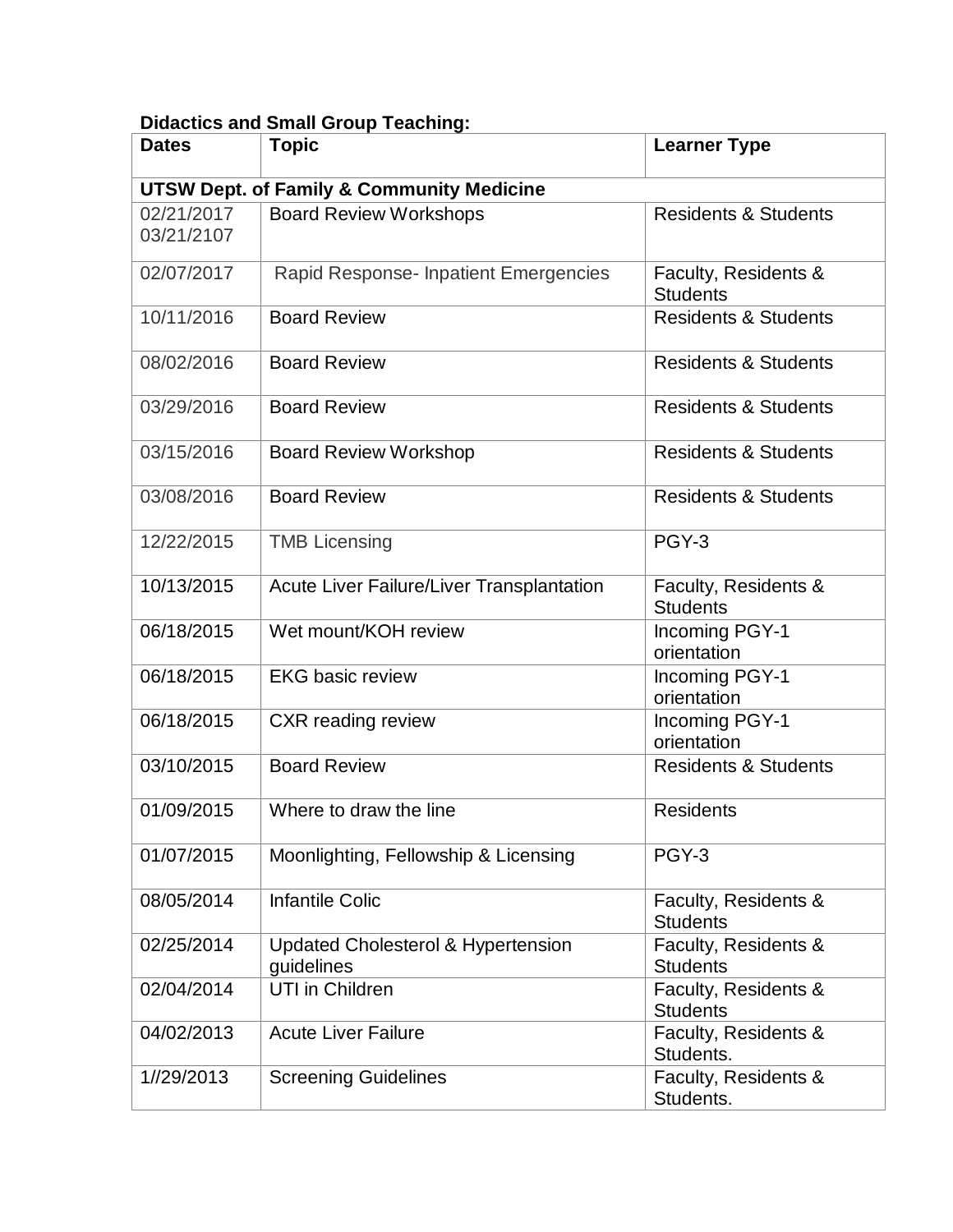**Didactics and Small Group Teaching:**

| Dates | Topic | Learner Type |
|---|---|---|
| **UTSW Dept. of Family & Community Medicine** | | |
| 02/21/2017 03/21/2107 | Board Review Workshops | Residents & Students |
| 02/07/2017 | Rapid Response- Inpatient Emergencies | Faculty, Residents & Students |
| 10/11/2016 | Board Review | Residents & Students |
| 08/02/2016 | Board Review | Residents & Students |
| 03/29/2016 | Board Review | Residents & Students |
| 03/15/2016 | Board Review Workshop | Residents & Students |
| 03/08/2016 | Board Review | Residents & Students |
| 12/22/2015 | TMB Licensing | PGY-3 |
| 10/13/2015 | Acute Liver Failure/Liver Transplantation | Faculty, Residents & Students |
| 06/18/2015 | Wet mount/KOH review | Incoming PGY-1 orientation |
| 06/18/2015 | EKG basic review | Incoming PGY-1 orientation |
| 06/18/2015 | CXR reading review | Incoming PGY-1 orientation |
| 03/10/2015 | Board Review | Residents & Students |
| 01/09/2015 | Where to draw the line | Residents |
| 01/07/2015 | Moonlighting, Fellowship & Licensing | PGY-3 |
| 08/05/2014 | Infantile Colic | Faculty, Residents & Students |
| 02/25/2014 | Updated Cholesterol & Hypertension guidelines | Faculty, Residents & Students |
| 02/04/2014 | UTI in Children | Faculty, Residents & Students |
| 04/02/2013 | Acute Liver Failure | Faculty, Residents & Students. |
| 1//29/2013 | Screening Guidelines | Faculty, Residents & Students. |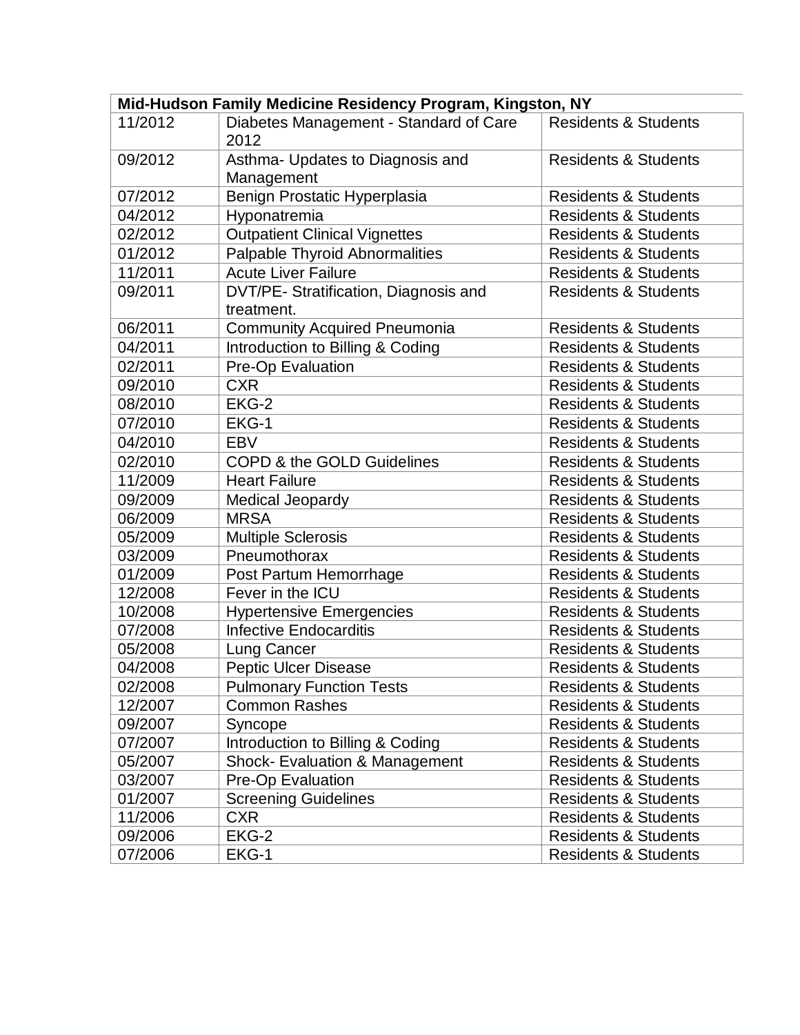| Mid-Hudson Family Medicine Residency Program, Kingston, NY | | |
|---|---|---|
| 11/2012 | Diabetes Management - Standard of Care 2012 | Residents & Students |
| 09/2012 | Asthma- Updates to Diagnosis and Management | Residents & Students |
| 07/2012 | Benign Prostatic Hyperplasia | Residents & Students |
| 04/2012 | Hyponatremia | Residents & Students |
| 02/2012 | Outpatient Clinical Vignettes | Residents & Students |
| 01/2012 | Palpable Thyroid Abnormalities | Residents & Students |
| 11/2011 | Acute Liver Failure | Residents & Students |
| 09/2011 | DVT/PE- Stratification, Diagnosis and treatment. | Residents & Students |
| 06/2011 | Community Acquired Pneumonia | Residents & Students |
| 04/2011 | Introduction to Billing & Coding | Residents & Students |
| 02/2011 | Pre-Op Evaluation | Residents & Students |
| 09/2010 | CXR | Residents & Students |
| 08/2010 | EKG-2 | Residents & Students |
| 07/2010 | EKG-1 | Residents & Students |
| 04/2010 | EBV | Residents & Students |
| 02/2010 | COPD & the GOLD Guidelines | Residents & Students |
| 11/2009 | Heart Failure | Residents & Students |
| 09/2009 | Medical Jeopardy | Residents & Students |
| 06/2009 | MRSA | Residents & Students |
| 05/2009 | Multiple Sclerosis | Residents & Students |
| 03/2009 | Pneumothorax | Residents & Students |
| 01/2009 | Post Partum Hemorrhage | Residents & Students |
| 12/2008 | Fever in the ICU | Residents & Students |
| 10/2008 | Hypertensive Emergencies | Residents & Students |
| 07/2008 | Infective Endocarditis | Residents & Students |
| 05/2008 | Lung Cancer | Residents & Students |
| 04/2008 | Peptic Ulcer Disease | Residents & Students |
| 02/2008 | Pulmonary Function Tests | Residents & Students |
| 12/2007 | Common Rashes | Residents & Students |
| 09/2007 | Syncope | Residents & Students |
| 07/2007 | Introduction to Billing & Coding | Residents & Students |
| 05/2007 | Shock- Evaluation & Management | Residents & Students |
| 03/2007 | Pre-Op Evaluation | Residents & Students |
| 01/2007 | Screening Guidelines | Residents & Students |
| 11/2006 | CXR | Residents & Students |
| 09/2006 | EKG-2 | Residents & Students |
| 07/2006 | EKG-1 | Residents & Students |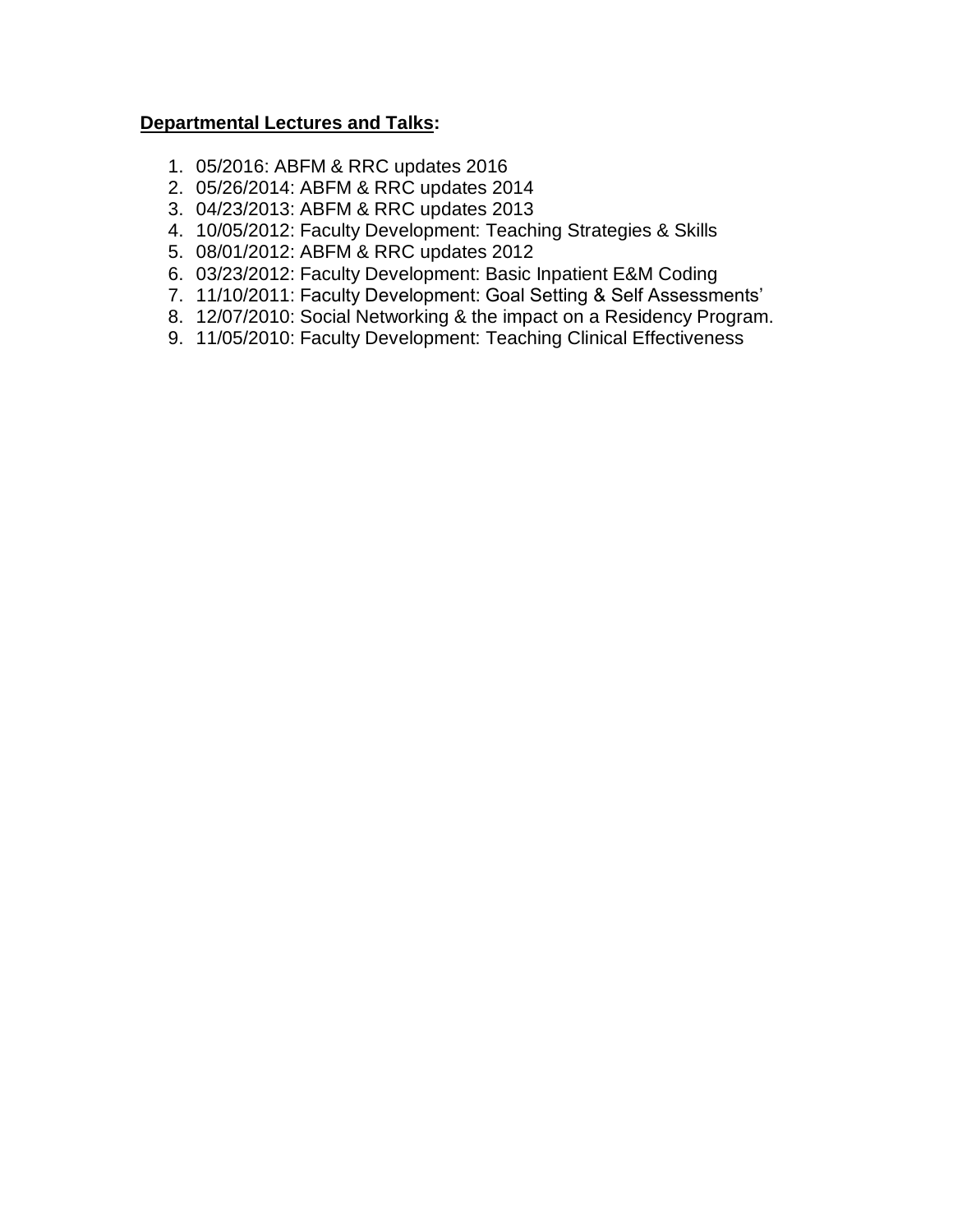**<u>Departmental Lectures and Talks</u>:**

1. 05/2016: ABFM & RRC updates 2016
2. 05/26/2014: ABFM & RRC updates 2014
3. 04/23/2013: ABFM & RRC updates 2013
4. 10/05/2012: Faculty Development: Teaching Strategies & Skills
5. 08/01/2012: ABFM & RRC updates 2012
6. 03/23/2012: Faculty Development: Basic Inpatient E&M Coding
7. 11/10/2011: Faculty Development: Goal Setting & Self Assessments'
8. 12/07/2010: Social Networking & the impact on a Residency Program.
9. 11/05/2010: Faculty Development: Teaching Clinical Effectiveness